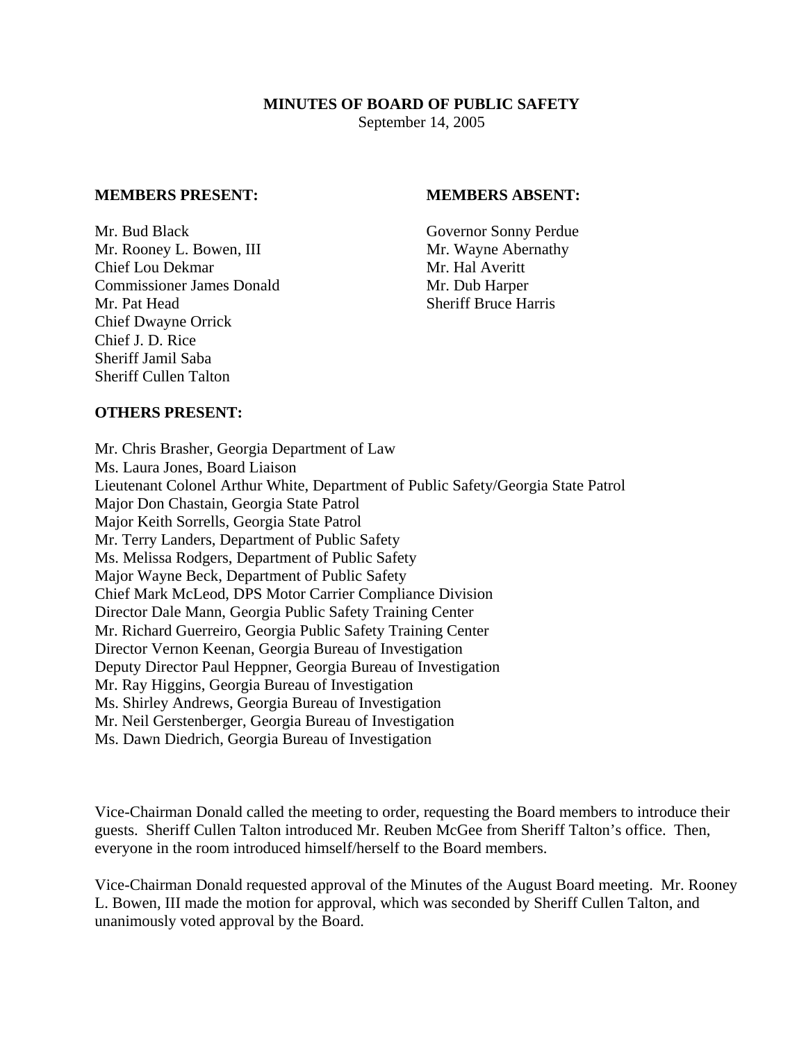# MINUTES OF BOARD OF PUBLIC SAFETY

September 14, 2005

**MEMBERS PRESENT:**

Mr. Bud Black
Mr. Rooney L. Bowen, III
Chief Lou Dekmar
Commissioner James Donald
Mr. Pat Head
Chief Dwayne Orrick
Chief J. D. Rice
Sheriff Jamil Saba
Sheriff Cullen Talton

**MEMBERS ABSENT:**

Governor Sonny Perdue
Mr. Wayne Abernathy
Mr. Hal Averitt
Mr. Dub Harper
Sheriff Bruce Harris

**OTHERS PRESENT:**

Mr. Chris Brasher, Georgia Department of Law
Ms. Laura Jones, Board Liaison
Lieutenant Colonel Arthur White, Department of Public Safety/Georgia State Patrol
Major Don Chastain, Georgia State Patrol
Major Keith Sorrells, Georgia State Patrol
Mr. Terry Landers, Department of Public Safety
Ms. Melissa Rodgers, Department of Public Safety
Major Wayne Beck, Department of Public Safety
Chief Mark McLeod, DPS Motor Carrier Compliance Division
Director Dale Mann, Georgia Public Safety Training Center
Mr. Richard Guerreiro, Georgia Public Safety Training Center
Director Vernon Keenan, Georgia Bureau of Investigation
Deputy Director Paul Heppner, Georgia Bureau of Investigation
Mr. Ray Higgins, Georgia Bureau of Investigation
Ms. Shirley Andrews, Georgia Bureau of Investigation
Mr. Neil Gerstenberger, Georgia Bureau of Investigation
Ms. Dawn Diedrich, Georgia Bureau of Investigation

Vice-Chairman Donald called the meeting to order, requesting the Board members to introduce their guests. Sheriff Cullen Talton introduced Mr. Reuben McGee from Sheriff Talton's office. Then, everyone in the room introduced himself/herself to the Board members.

Vice-Chairman Donald requested approval of the Minutes of the August Board meeting. Mr. Rooney L. Bowen, III made the motion for approval, which was seconded by Sheriff Cullen Talton, and unanimously voted approval by the Board.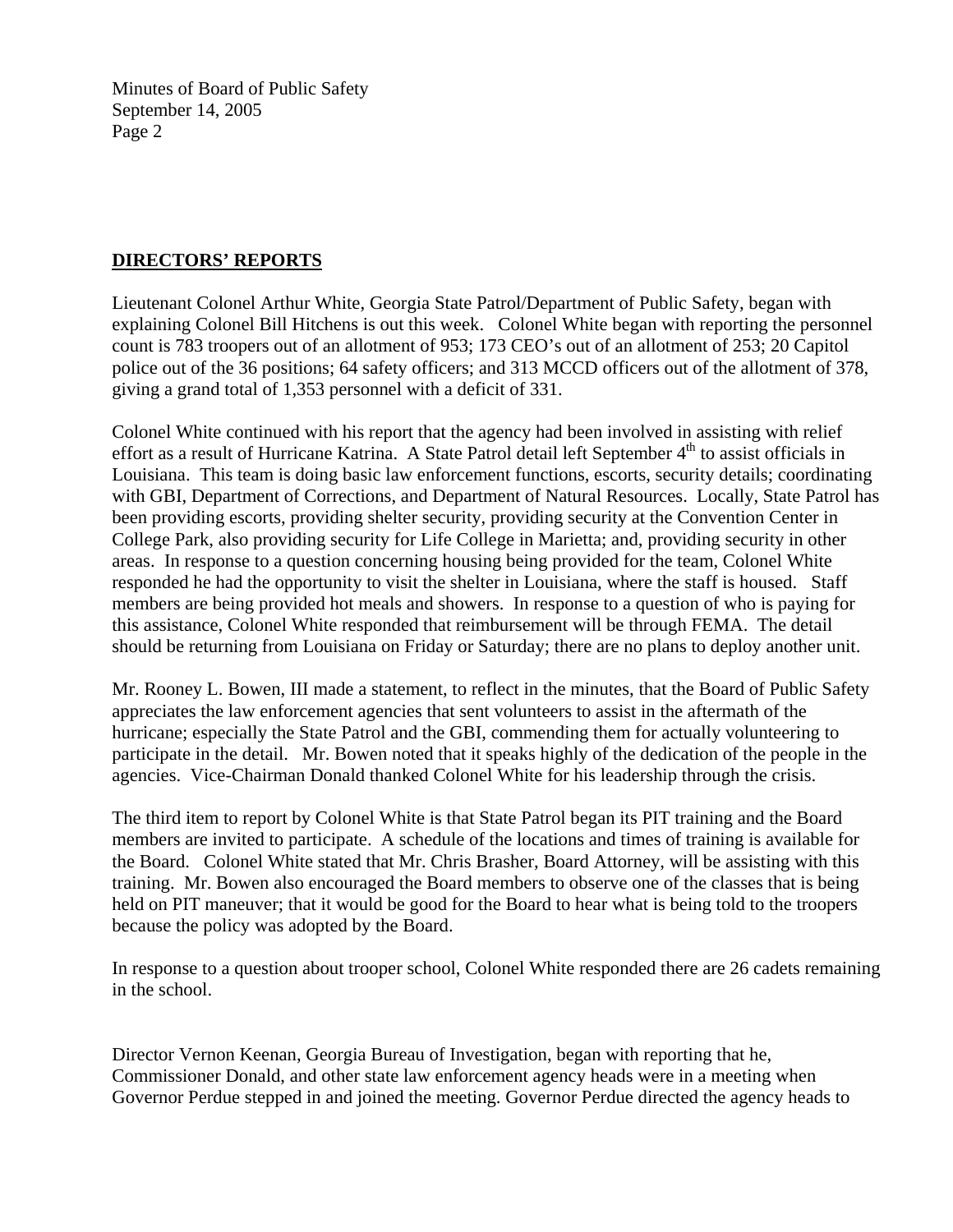## DIRECTORS' REPORTS

Lieutenant Colonel Arthur White, Georgia State Patrol/Department of Public Safety, began with explaining Colonel Bill Hitchens is out this week. Colonel White began with reporting the personnel count is 783 troopers out of an allotment of 953; 173 CEO's out of an allotment of 253; 20 Capitol police out of the 36 positions; 64 safety officers; and 313 MCCD officers out of the allotment of 378, giving a grand total of 1,353 personnel with a deficit of 331.

Colonel White continued with his report that the agency had been involved in assisting with relief effort as a result of Hurricane Katrina. A State Patrol detail left September 4th to assist officials in Louisiana. This team is doing basic law enforcement functions, escorts, security details; coordinating with GBI, Department of Corrections, and Department of Natural Resources. Locally, State Patrol has been providing escorts, providing shelter security, providing security at the Convention Center in College Park, also providing security for Life College in Marietta; and, providing security in other areas. In response to a question concerning housing being provided for the team, Colonel White responded he had the opportunity to visit the shelter in Louisiana, where the staff is housed. Staff members are being provided hot meals and showers. In response to a question of who is paying for this assistance, Colonel White responded that reimbursement will be through FEMA. The detail should be returning from Louisiana on Friday or Saturday; there are no plans to deploy another unit.

Mr. Rooney L. Bowen, III made a statement, to reflect in the minutes, that the Board of Public Safety appreciates the law enforcement agencies that sent volunteers to assist in the aftermath of the hurricane; especially the State Patrol and the GBI, commending them for actually volunteering to participate in the detail. Mr. Bowen noted that it speaks highly of the dedication of the people in the agencies. Vice-Chairman Donald thanked Colonel White for his leadership through the crisis.

The third item to report by Colonel White is that State Patrol began its PIT training and the Board members are invited to participate. A schedule of the locations and times of training is available for the Board. Colonel White stated that Mr. Chris Brasher, Board Attorney, will be assisting with this training. Mr. Bowen also encouraged the Board members to observe one of the classes that is being held on PIT maneuver; that it would be good for the Board to hear what is being told to the troopers because the policy was adopted by the Board.

In response to a question about trooper school, Colonel White responded there are 26 cadets remaining in the school.

Director Vernon Keenan, Georgia Bureau of Investigation, began with reporting that he, Commissioner Donald, and other state law enforcement agency heads were in a meeting when Governor Perdue stepped in and joined the meeting. Governor Perdue directed the agency heads to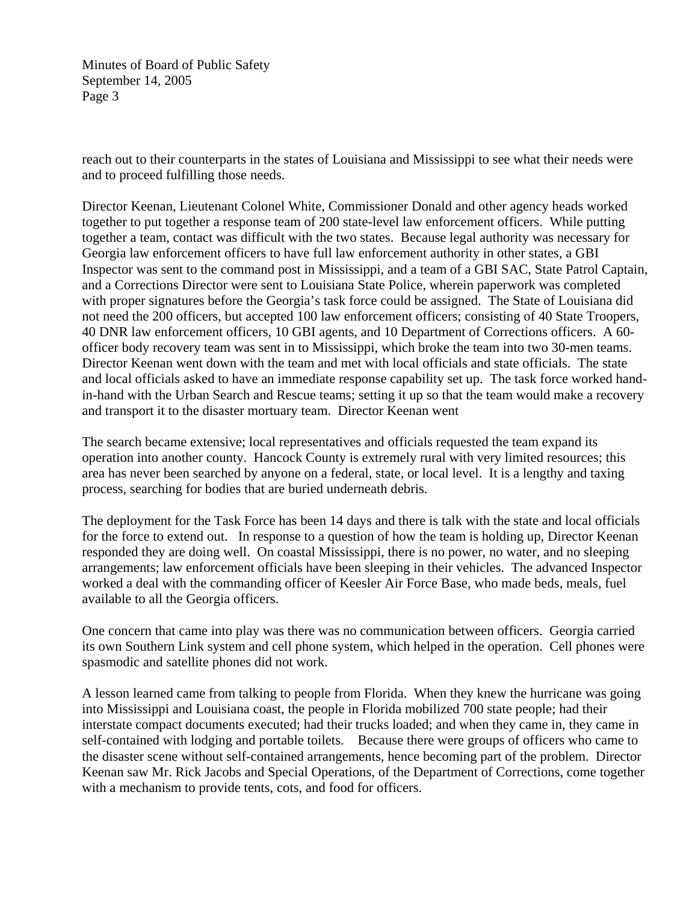reach out to their counterparts in the states of Louisiana and Mississippi to see what their needs were and to proceed fulfilling those needs.

Director Keenan, Lieutenant Colonel White, Commissioner Donald and other agency heads worked together to put together a response team of 200 state-level law enforcement officers. While putting together a team, contact was difficult with the two states. Because legal authority was necessary for Georgia law enforcement officers to have full law enforcement authority in other states, a GBI Inspector was sent to the command post in Mississippi, and a team of a GBI SAC, State Patrol Captain, and a Corrections Director were sent to Louisiana State Police, wherein paperwork was completed with proper signatures before the Georgia's task force could be assigned. The State of Louisiana did not need the 200 officers, but accepted 100 law enforcement officers; consisting of 40 State Troopers, 40 DNR law enforcement officers, 10 GBI agents, and 10 Department of Corrections officers. A 60-officer body recovery team was sent in to Mississippi, which broke the team into two 30-men teams. Director Keenan went down with the team and met with local officials and state officials. The state and local officials asked to have an immediate response capability set up. The task force worked hand-in-hand with the Urban Search and Rescue teams; setting it up so that the team would make a recovery and transport it to the disaster mortuary team. Director Keenan went

The search became extensive; local representatives and officials requested the team expand its operation into another county. Hancock County is extremely rural with very limited resources; this area has never been searched by anyone on a federal, state, or local level. It is a lengthy and taxing process, searching for bodies that are buried underneath debris.

The deployment for the Task Force has been 14 days and there is talk with the state and local officials for the force to extend out. In response to a question of how the team is holding up, Director Keenan responded they are doing well. On coastal Mississippi, there is no power, no water, and no sleeping arrangements; law enforcement officials have been sleeping in their vehicles. The advanced Inspector worked a deal with the commanding officer of Keesler Air Force Base, who made beds, meals, fuel available to all the Georgia officers.

One concern that came into play was there was no communication between officers. Georgia carried its own Southern Link system and cell phone system, which helped in the operation. Cell phones were spasmodic and satellite phones did not work.

A lesson learned came from talking to people from Florida. When they knew the hurricane was going into Mississippi and Louisiana coast, the people in Florida mobilized 700 state people; had their interstate compact documents executed; had their trucks loaded; and when they came in, they came in self-contained with lodging and portable toilets. Because there were groups of officers who came to the disaster scene without self-contained arrangements, hence becoming part of the problem. Director Keenan saw Mr. Rick Jacobs and Special Operations, of the Department of Corrections, come together with a mechanism to provide tents, cots, and food for officers.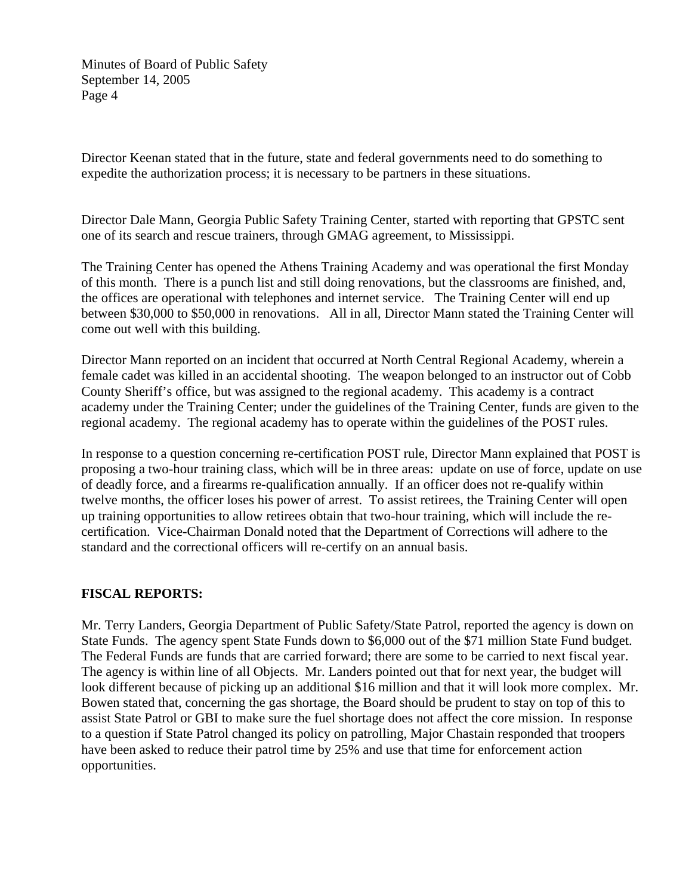Director Keenan stated that in the future, state and federal governments need to do something to expedite the authorization process; it is necessary to be partners in these situations.

Director Dale Mann, Georgia Public Safety Training Center, started with reporting that GPSTC sent one of its search and rescue trainers, through GMAG agreement, to Mississippi.

The Training Center has opened the Athens Training Academy and was operational the first Monday of this month. There is a punch list and still doing renovations, but the classrooms are finished, and, the offices are operational with telephones and internet service. The Training Center will end up between $30,000 to $50,000 in renovations. All in all, Director Mann stated the Training Center will come out well with this building.

Director Mann reported on an incident that occurred at North Central Regional Academy, wherein a female cadet was killed in an accidental shooting. The weapon belonged to an instructor out of Cobb County Sheriff's office, but was assigned to the regional academy. This academy is a contract academy under the Training Center; under the guidelines of the Training Center, funds are given to the regional academy. The regional academy has to operate within the guidelines of the POST rules.

In response to a question concerning re-certification POST rule, Director Mann explained that POST is proposing a two-hour training class, which will be in three areas: update on use of force, update on use of deadly force, and a firearms re-qualification annually. If an officer does not re-qualify within twelve months, the officer loses his power of arrest. To assist retirees, the Training Center will open up training opportunities to allow retirees obtain that two-hour training, which will include the re-certification. Vice-Chairman Donald noted that the Department of Corrections will adhere to the standard and the correctional officers will re-certify on an annual basis.

**FISCAL REPORTS:**

Mr. Terry Landers, Georgia Department of Public Safety/State Patrol, reported the agency is down on State Funds. The agency spent State Funds down to $6,000 out of the $71 million State Fund budget. The Federal Funds are funds that are carried forward; there are some to be carried to next fiscal year. The agency is within line of all Objects. Mr. Landers pointed out that for next year, the budget will look different because of picking up an additional $16 million and that it will look more complex. Mr. Bowen stated that, concerning the gas shortage, the Board should be prudent to stay on top of this to assist State Patrol or GBI to make sure the fuel shortage does not affect the core mission. In response to a question if State Patrol changed its policy on patrolling, Major Chastain responded that troopers have been asked to reduce their patrol time by 25% and use that time for enforcement action opportunities.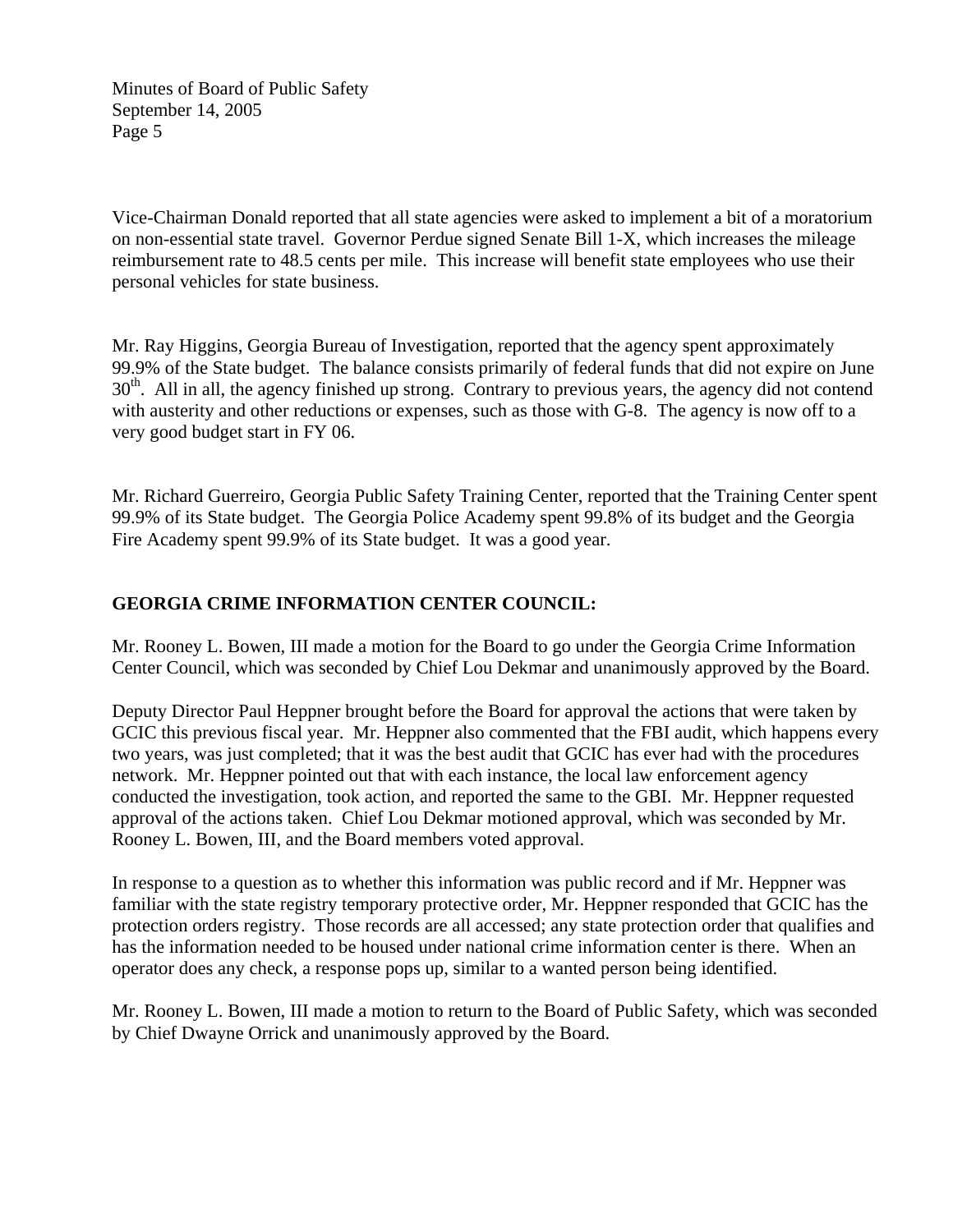Vice-Chairman Donald reported that all state agencies were asked to implement a bit of a moratorium on non-essential state travel. Governor Perdue signed Senate Bill 1-X, which increases the mileage reimbursement rate to 48.5 cents per mile. This increase will benefit state employees who use their personal vehicles for state business.

Mr. Ray Higgins, Georgia Bureau of Investigation, reported that the agency spent approximately 99.9% of the State budget. The balance consists primarily of federal funds that did not expire on June 30th. All in all, the agency finished up strong. Contrary to previous years, the agency did not contend with austerity and other reductions or expenses, such as those with G-8. The agency is now off to a very good budget start in FY 06.

Mr. Richard Guerreiro, Georgia Public Safety Training Center, reported that the Training Center spent 99.9% of its State budget. The Georgia Police Academy spent 99.8% of its budget and the Georgia Fire Academy spent 99.9% of its State budget. It was a good year.

**GEORGIA CRIME INFORMATION CENTER COUNCIL:**

Mr. Rooney L. Bowen, III made a motion for the Board to go under the Georgia Crime Information Center Council, which was seconded by Chief Lou Dekmar and unanimously approved by the Board.

Deputy Director Paul Heppner brought before the Board for approval the actions that were taken by GCIC this previous fiscal year. Mr. Heppner also commented that the FBI audit, which happens every two years, was just completed; that it was the best audit that GCIC has ever had with the procedures network. Mr. Heppner pointed out that with each instance, the local law enforcement agency conducted the investigation, took action, and reported the same to the GBI. Mr. Heppner requested approval of the actions taken. Chief Lou Dekmar motioned approval, which was seconded by Mr. Rooney L. Bowen, III, and the Board members voted approval.

In response to a question as to whether this information was public record and if Mr. Heppner was familiar with the state registry temporary protective order, Mr. Heppner responded that GCIC has the protection orders registry. Those records are all accessed; any state protection order that qualifies and has the information needed to be housed under national crime information center is there. When an operator does any check, a response pops up, similar to a wanted person being identified.

Mr. Rooney L. Bowen, III made a motion to return to the Board of Public Safety, which was seconded by Chief Dwayne Orrick and unanimously approved by the Board.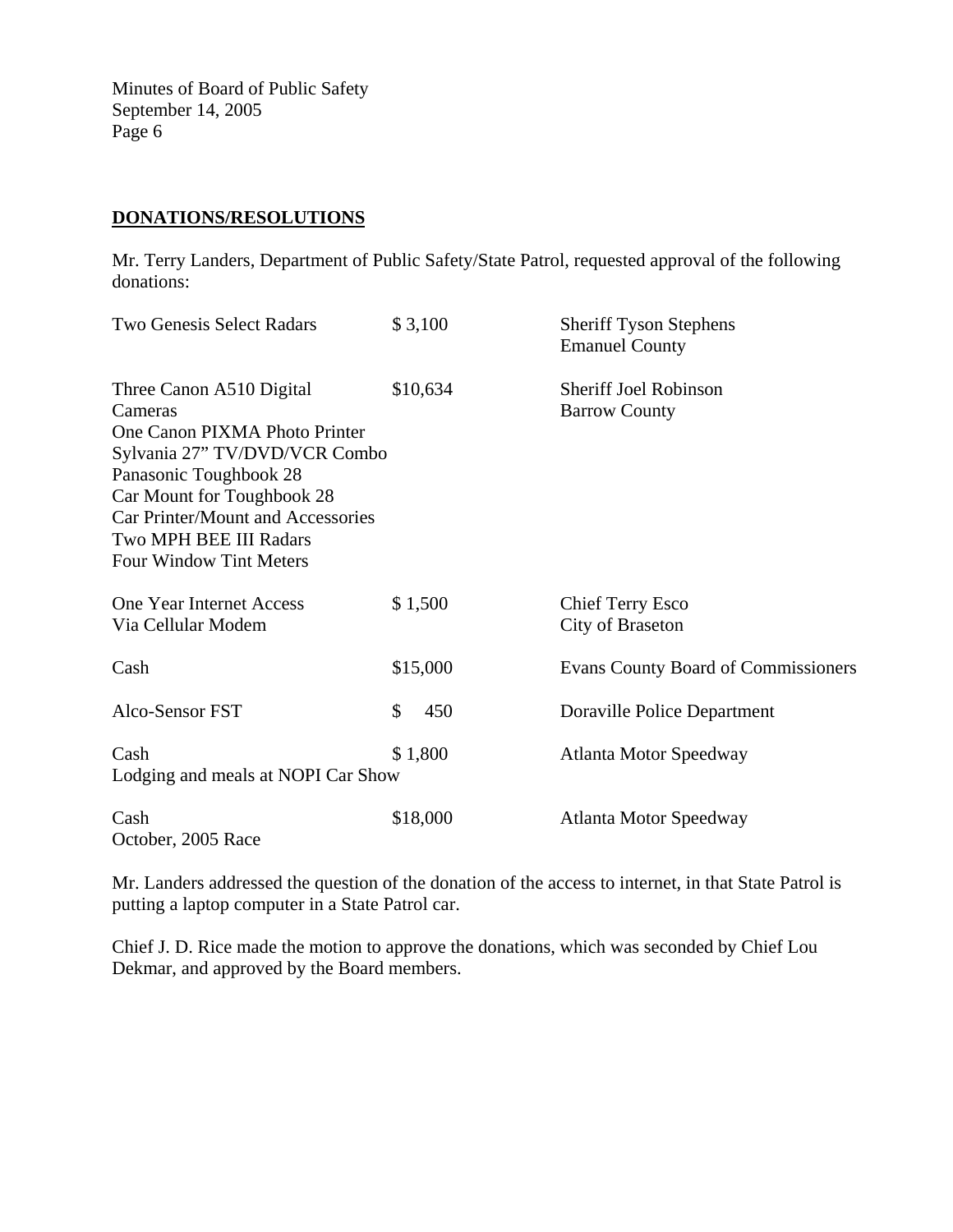## DONATIONS/RESOLUTIONS

Mr. Terry Landers, Department of Public Safety/State Patrol, requested approval of the following donations:

| | | |
|---|---|---|
| Two Genesis Select Radars | $ 3,100 | Sheriff Tyson Stephens<br>Emanuel County |
| Three Canon A510 Digital Cameras<br>One Canon PIXMA Photo Printer<br>Sylvania 27" TV/DVD/VCR Combo<br>Panasonic Toughbook 28<br>Car Mount for Toughbook 28<br>Car Printer/Mount and Accessories<br>Two MPH BEE III Radars<br>Four Window Tint Meters | $10,634 | Sheriff Joel Robinson<br>Barrow County |
| One Year Internet Access Via Cellular Modem | $ 1,500 | Chief Terry Esco<br>City of Braseton |
| Cash | $15,000 | Evans County Board of Commissioners |
| Alco-Sensor FST | $ 450 | Doraville Police Department |
| Cash<br>Lodging and meals at NOPI Car Show | $ 1,800 | Atlanta Motor Speedway |
| Cash<br>October, 2005 Race | $18,000 | Atlanta Motor Speedway |

Mr. Landers addressed the question of the donation of the access to internet, in that State Patrol is putting a laptop computer in a State Patrol car.

Chief J. D. Rice made the motion to approve the donations, which was seconded by Chief Lou Dekmar, and approved by the Board members.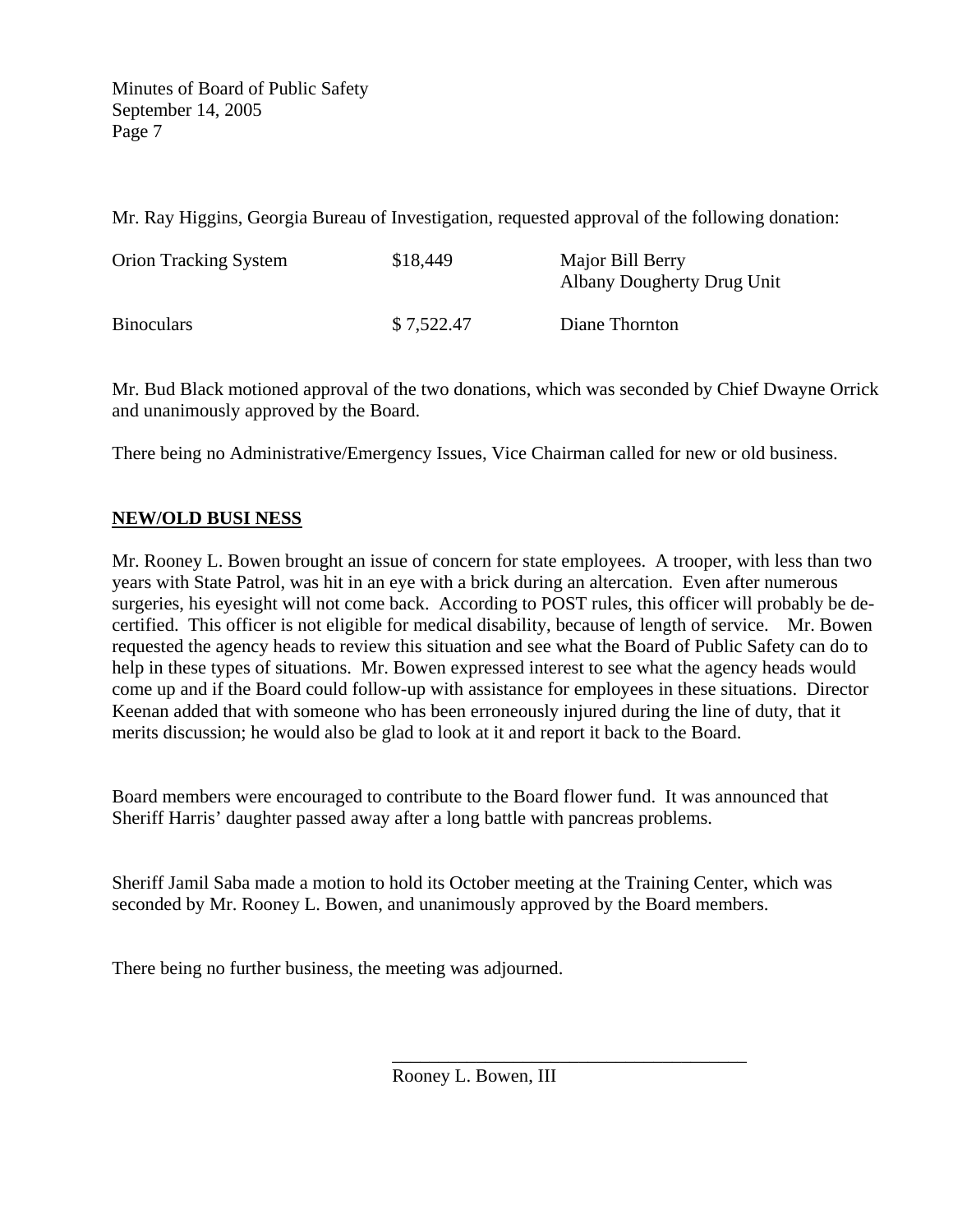Mr. Ray Higgins, Georgia Bureau of Investigation, requested approval of the following donation:

| | | |
|---|---|---|
| Orion Tracking System | $18,449 | Major Bill Berry<br>Albany Dougherty Drug Unit |
| Binoculars | $ 7,522.47 | Diane Thornton |

Mr. Bud Black motioned approval of the two donations, which was seconded by Chief Dwayne Orrick and unanimously approved by the Board.

There being no Administrative/Emergency Issues, Vice Chairman called for new or old business.

**NEW/OLD BUSI NESS**

Mr. Rooney L. Bowen brought an issue of concern for state employees. A trooper, with less than two years with State Patrol, was hit in an eye with a brick during an altercation. Even after numerous surgeries, his eyesight will not come back. According to POST rules, this officer will probably be de-certified. This officer is not eligible for medical disability, because of length of service. Mr. Bowen requested the agency heads to review this situation and see what the Board of Public Safety can do to help in these types of situations. Mr. Bowen expressed interest to see what the agency heads would come up and if the Board could follow-up with assistance for employees in these situations. Director Keenan added that with someone who has been erroneously injured during the line of duty, that it merits discussion; he would also be glad to look at it and report it back to the Board.

Board members were encouraged to contribute to the Board flower fund. It was announced that Sheriff Harris' daughter passed away after a long battle with pancreas problems.

Sheriff Jamil Saba made a motion to hold its October meeting at the Training Center, which was seconded by Mr. Rooney L. Bowen, and unanimously approved by the Board members.

There being no further business, the meeting was adjourned.

\_\_\_\_\_\_\_\_\_\_\_\_\_\_\_\_\_\_\_\_\_\_\_\_\_\_\_\_\_\_\_\_\_\_\_\_\_\_\_\_

Rooney L. Bowen, III